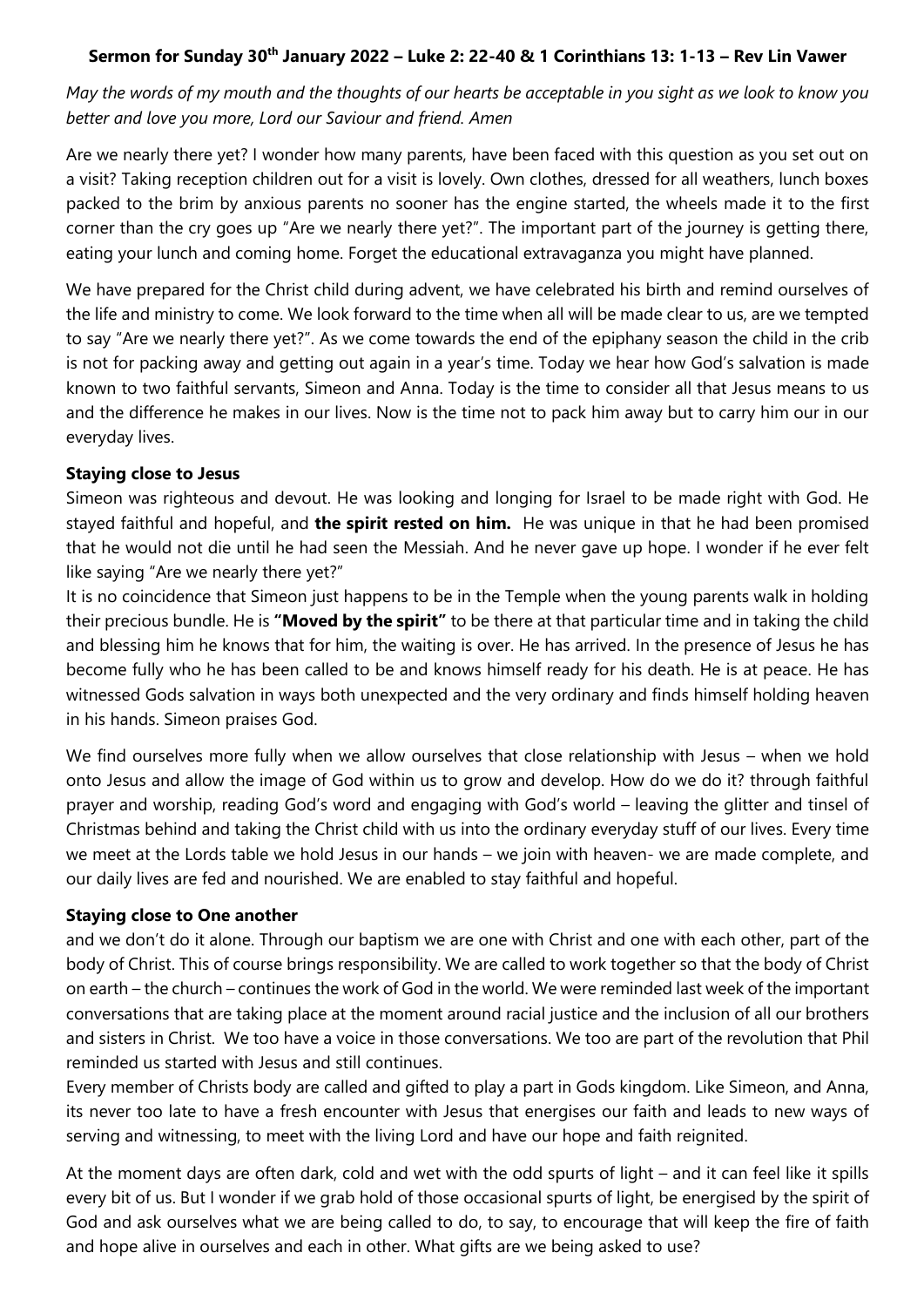**Sermon for Sunday 30th January 2022 – Luke 2: 22-40 & 1 Corinthians 13: 1-13 – Rev Lin Vawer**

*May the words of my mouth and the thoughts of our hearts be acceptable in you sight as we look to know you better and love you more, Lord our Saviour and friend. Amen*

Are we nearly there yet? I wonder how many parents, have been faced with this question as you set out on a visit? Taking reception children out for a visit is lovely. Own clothes, dressed for all weathers, lunch boxes packed to the brim by anxious parents no sooner has the engine started, the wheels made it to the first corner than the cry goes up "Are we nearly there yet?". The important part of the journey is getting there, eating your lunch and coming home. Forget the educational extravaganza you might have planned.

We have prepared for the Christ child during advent, we have celebrated his birth and remind ourselves of the life and ministry to come. We look forward to the time when all will be made clear to us, are we tempted to say "Are we nearly there yet?". As we come towards the end of the epiphany season the child in the crib is not for packing away and getting out again in a year's time. Today we hear how God's salvation is made known to two faithful servants, Simeon and Anna. Today is the time to consider all that Jesus means to us and the difference he makes in our lives. Now is the time not to pack him away but to carry him our in our everyday lives.

**Staying close to Jesus**

Simeon was righteous and devout. He was looking and longing for Israel to be made right with God. He stayed faithful and hopeful, and **the spirit rested on him.** He was unique in that he had been promised that he would not die until he had seen the Messiah. And he never gave up hope. I wonder if he ever felt like saying "Are we nearly there yet?"

It is no coincidence that Simeon just happens to be in the Temple when the young parents walk in holding their precious bundle. He is **"Moved by the spirit"** to be there at that particular time and in taking the child and blessing him he knows that for him, the waiting is over. He has arrived. In the presence of Jesus he has become fully who he has been called to be and knows himself ready for his death. He is at peace. He has witnessed Gods salvation in ways both unexpected and the very ordinary and finds himself holding heaven in his hands. Simeon praises God.

We find ourselves more fully when we allow ourselves that close relationship with Jesus – when we hold onto Jesus and allow the image of God within us to grow and develop. How do we do it? through faithful prayer and worship, reading God's word and engaging with God's world – leaving the glitter and tinsel of Christmas behind and taking the Christ child with us into the ordinary everyday stuff of our lives. Every time we meet at the Lords table we hold Jesus in our hands – we join with heaven- we are made complete, and our daily lives are fed and nourished. We are enabled to stay faithful and hopeful.

**Staying close to One another**

and we don't do it alone. Through our baptism we are one with Christ and one with each other, part of the body of Christ. This of course brings responsibility. We are called to work together so that the body of Christ on earth – the church – continues the work of God in the world. We were reminded last week of the important conversations that are taking place at the moment around racial justice and the inclusion of all our brothers and sisters in Christ. We too have a voice in those conversations. We too are part of the revolution that Phil reminded us started with Jesus and still continues.

Every member of Christs body are called and gifted to play a part in Gods kingdom. Like Simeon, and Anna, its never too late to have a fresh encounter with Jesus that energises our faith and leads to new ways of serving and witnessing, to meet with the living Lord and have our hope and faith reignited.

At the moment days are often dark, cold and wet with the odd spurts of light – and it can feel like it spills every bit of us. But I wonder if we grab hold of those occasional spurts of light, be energised by the spirit of God and ask ourselves what we are being called to do, to say, to encourage that will keep the fire of faith and hope alive in ourselves and each in other. What gifts are we being asked to use?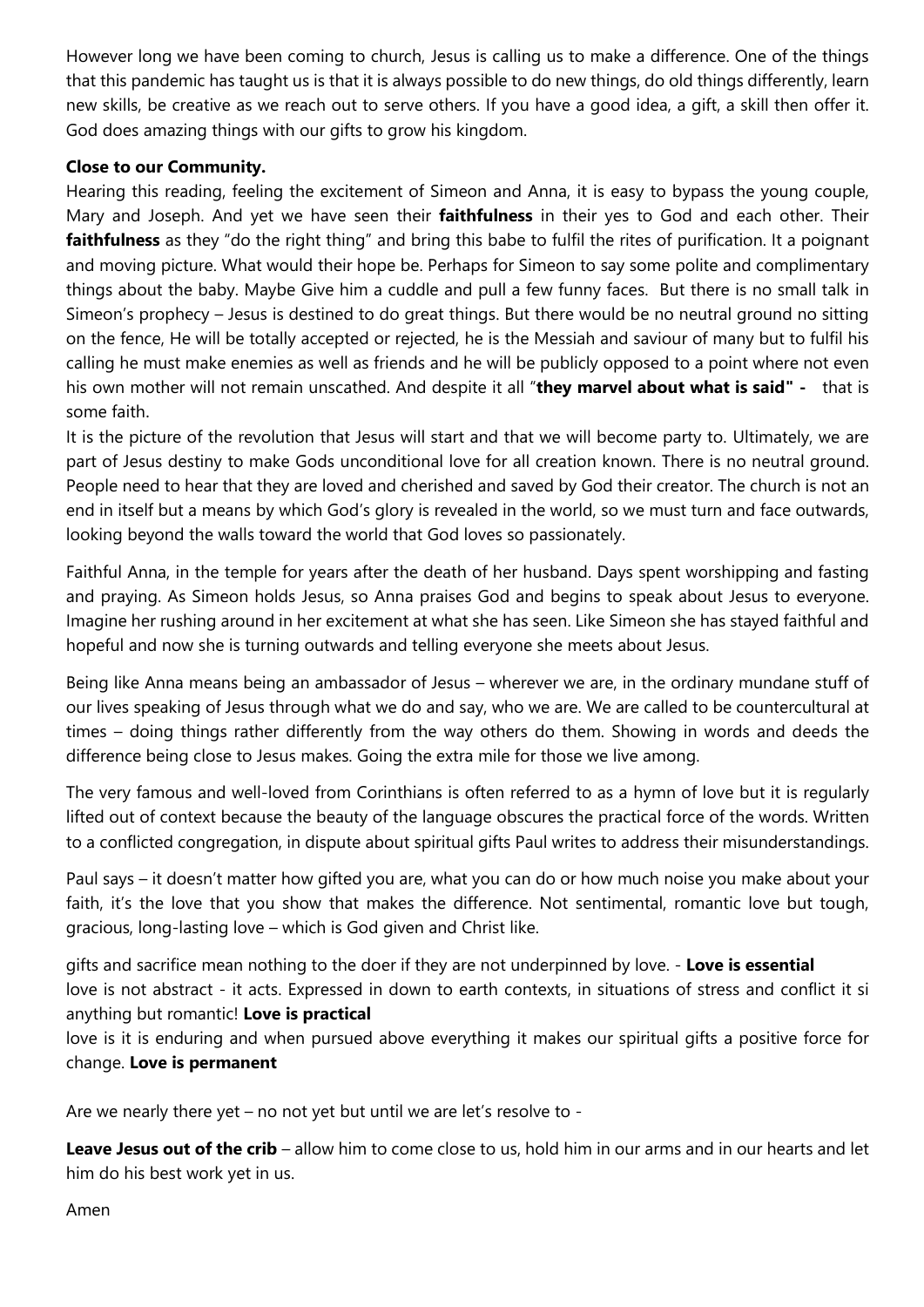However long we have been coming to church, Jesus is calling us to make a difference. One of the things that this pandemic has taught us is that it is always possible to do new things, do old things differently, learn new skills, be creative as we reach out to serve others. If you have a good idea, a gift, a skill then offer it. God does amazing things with our gifts to grow his kingdom.

**Close to our Community.**

Hearing this reading, feeling the excitement of Simeon and Anna, it is easy to bypass the young couple, Mary and Joseph. And yet we have seen their **faithfulness** in their yes to God and each other. Their **faithfulness** as they "do the right thing" and bring this babe to fulfil the rites of purification. It a poignant and moving picture. What would their hope be. Perhaps for Simeon to say some polite and complimentary things about the baby. Maybe Give him a cuddle and pull a few funny faces. But there is no small talk in Simeon's prophecy – Jesus is destined to do great things. But there would be no neutral ground no sitting on the fence, He will be totally accepted or rejected, he is the Messiah and saviour of many but to fulfil his calling he must make enemies as well as friends and he will be publicly opposed to a point where not even his own mother will not remain unscathed. And despite it all "**they marvel about what is said" -** that is some faith.

It is the picture of the revolution that Jesus will start and that we will become party to. Ultimately, we are part of Jesus destiny to make Gods unconditional love for all creation known. There is no neutral ground. People need to hear that they are loved and cherished and saved by God their creator. The church is not an end in itself but a means by which God's glory is revealed in the world, so we must turn and face outwards, looking beyond the walls toward the world that God loves so passionately.

Faithful Anna, in the temple for years after the death of her husband. Days spent worshipping and fasting and praying. As Simeon holds Jesus, so Anna praises God and begins to speak about Jesus to everyone. Imagine her rushing around in her excitement at what she has seen. Like Simeon she has stayed faithful and hopeful and now she is turning outwards and telling everyone she meets about Jesus.

Being like Anna means being an ambassador of Jesus – wherever we are, in the ordinary mundane stuff of our lives speaking of Jesus through what we do and say, who we are. We are called to be countercultural at times – doing things rather differently from the way others do them. Showing in words and deeds the difference being close to Jesus makes. Going the extra mile for those we live among.

The very famous and well-loved from Corinthians is often referred to as a hymn of love but it is regularly lifted out of context because the beauty of the language obscures the practical force of the words. Written to a conflicted congregation, in dispute about spiritual gifts Paul writes to address their misunderstandings.

Paul says – it doesn't matter how gifted you are, what you can do or how much noise you make about your faith, it's the love that you show that makes the difference. Not sentimental, romantic love but tough, gracious, long-lasting love – which is God given and Christ like.

gifts and sacrifice mean nothing to the doer if they are not underpinned by love. - **Love is essential**
love is not abstract - it acts. Expressed in down to earth contexts, in situations of stress and conflict it si anything but romantic! **Love is practical**
love is it is enduring and when pursued above everything it makes our spiritual gifts a positive force for change. **Love is permanent**

Are we nearly there yet – no not yet but until we are let's resolve to -

**Leave Jesus out of the crib** – allow him to come close to us, hold him in our arms and in our hearts and let him do his best work yet in us.

Amen